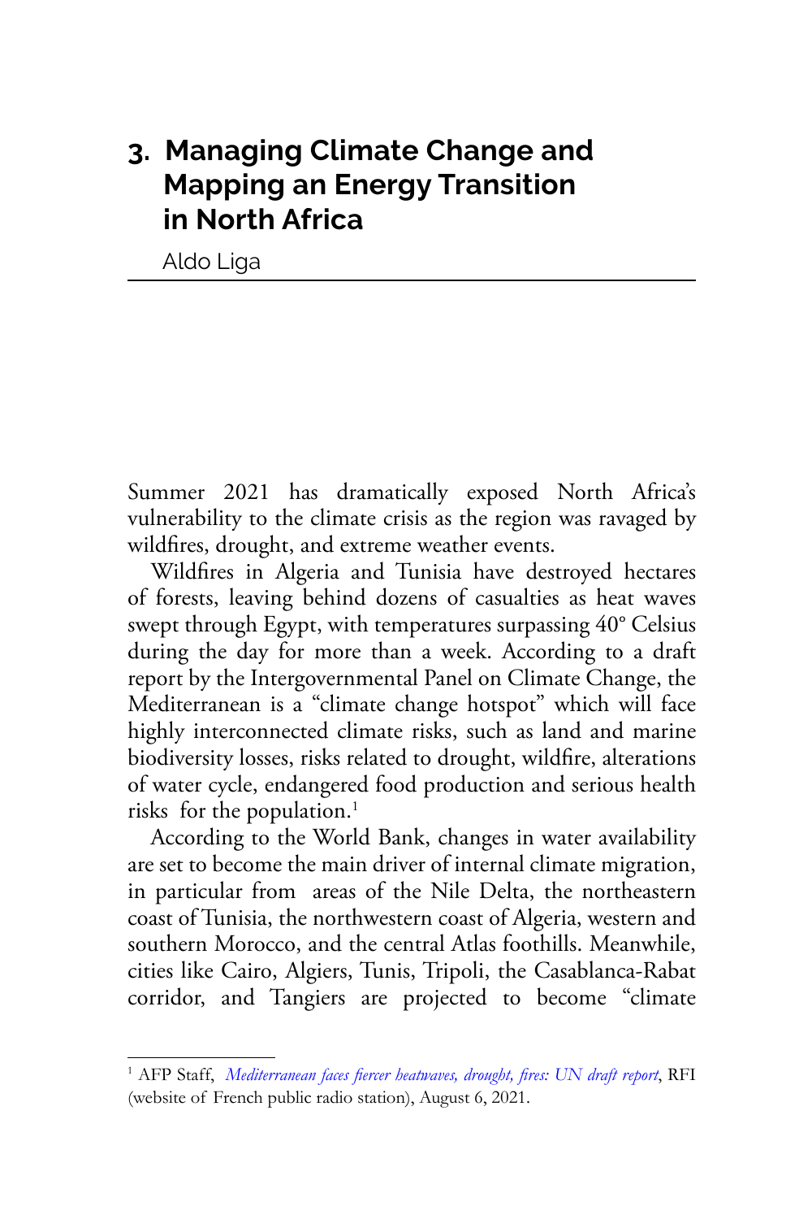# 3. Managing Climate Change and Mapping an Energy Transition in North Africa

Aldo Liga

Summer 2021 has dramatically exposed North Africa's vulnerability to the climate crisis as the region was ravaged by wildfires, drought, and extreme weather events.

Wildfires in Algeria and Tunisia have destroyed hectares of forests, leaving behind dozens of casualties as heat waves swept through Egypt, with temperatures surpassing 40° Celsius during the day for more than a week. According to a draft report by the Intergovernmental Panel on Climate Change, the Mediterranean is a "climate change hotspot" which will face highly interconnected climate risks, such as land and marine biodiversity losses, risks related to drought, wildfire, alterations of water cycle, endangered food production and serious health risks for the population.[1]

According to the World Bank, changes in water availability are set to become the main driver of internal climate migration, in particular from areas of the Nile Delta, the northeastern coast of Tunisia, the northwestern coast of Algeria, western and southern Morocco, and the central Atlas foothills. Meanwhile, cities like Cairo, Algiers, Tunis, Tripoli, the Casablanca-Rabat corridor, and Tangiers are projected to become "climate

---

[1] AFP Staff, *Mediterranean faces fiercer heatwaves, drought, fires: UN draft report*, RFI (website of French public radio station), August 6, 2021.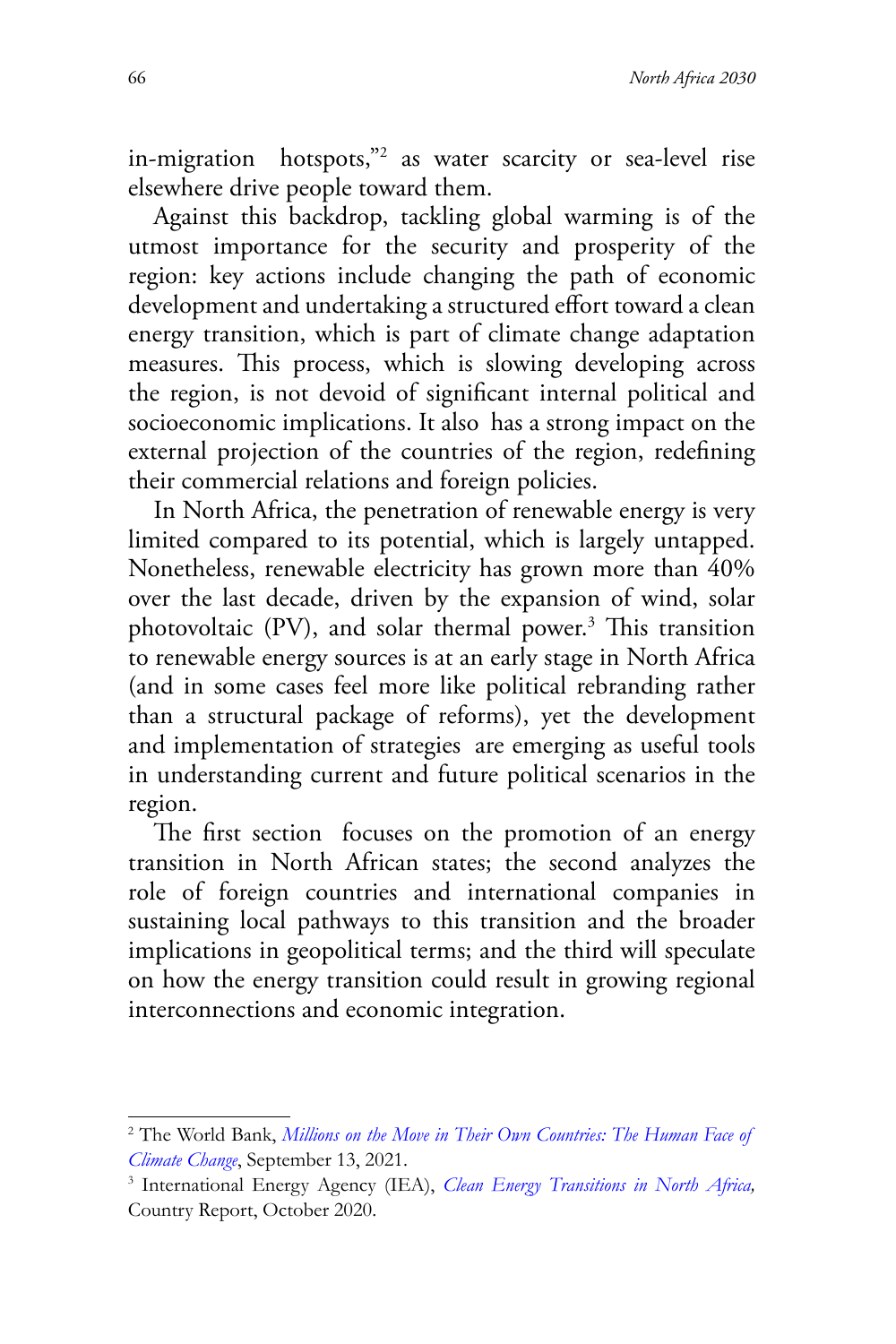in-migration hotspots,"[2] as water scarcity or sea-level rise elsewhere drive people toward them.

Against this backdrop, tackling global warming is of the utmost importance for the security and prosperity of the region: key actions include changing the path of economic development and undertaking a structured effort toward a clean energy transition, which is part of climate change adaptation measures. This process, which is slowing developing across the region, is not devoid of significant internal political and socioeconomic implications. It also has a strong impact on the external projection of the countries of the region, redefining their commercial relations and foreign policies.

In North Africa, the penetration of renewable energy is very limited compared to its potential, which is largely untapped. Nonetheless, renewable electricity has grown more than 40% over the last decade, driven by the expansion of wind, solar photovoltaic (PV), and solar thermal power.[3] This transition to renewable energy sources is at an early stage in North Africa (and in some cases feel more like political rebranding rather than a structural package of reforms), yet the development and implementation of strategies are emerging as useful tools in understanding current and future political scenarios in the region.

The first section focuses on the promotion of an energy transition in North African states; the second analyzes the role of foreign countries and international companies in sustaining local pathways to this transition and the broader implications in geopolitical terms; and the third will speculate on how the energy transition could result in growing regional interconnections and economic integration.

---

[2] The World Bank, *Millions on the Move in Their Own Countries: The Human Face of Climate Change*, September 13, 2021.

[3] International Energy Agency (IEA), *Clean Energy Transitions in North Africa,* Country Report, October 2020.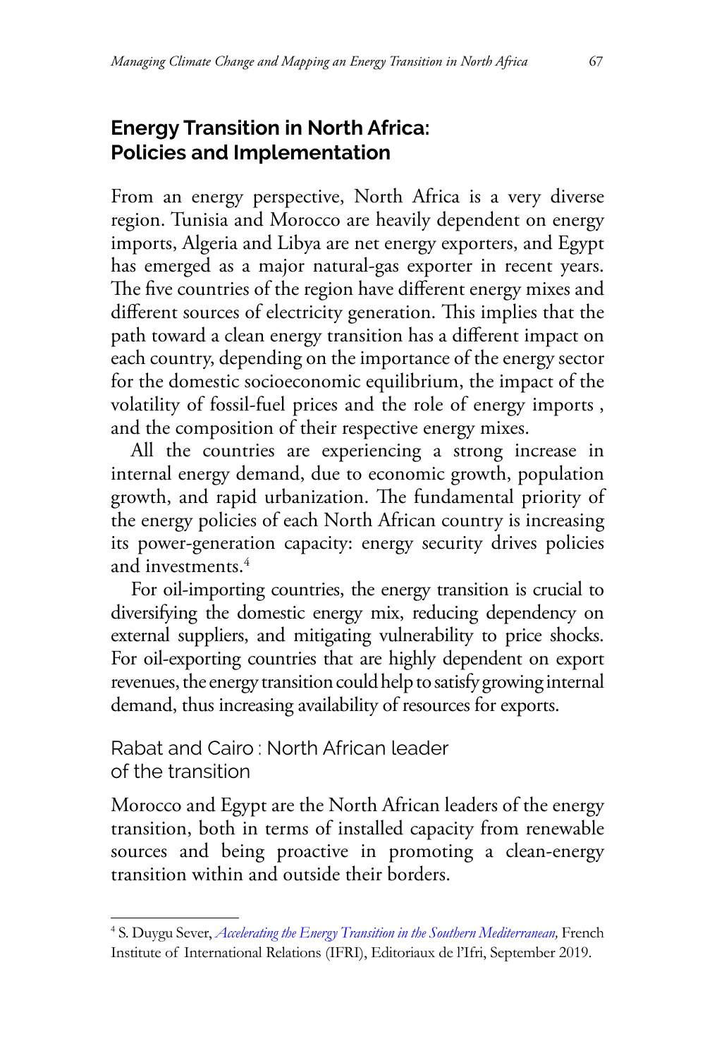## Energy Transition in North Africa: Policies and Implementation

From an energy perspective, North Africa is a very diverse region. Tunisia and Morocco are heavily dependent on energy imports, Algeria and Libya are net energy exporters, and Egypt has emerged as a major natural-gas exporter in recent years. The five countries of the region have different energy mixes and different sources of electricity generation. This implies that the path toward a clean energy transition has a different impact on each country, depending on the importance of the energy sector for the domestic socioeconomic equilibrium, the impact of the volatility of fossil-fuel prices and the role of energy imports , and the composition of their respective energy mixes.

All the countries are experiencing a strong increase in internal energy demand, due to economic growth, population growth, and rapid urbanization. The fundamental priority of the energy policies of each North African country is increasing its power-generation capacity: energy security drives policies and investments.[4]

For oil-importing countries, the energy transition is crucial to diversifying the domestic energy mix, reducing dependency on external suppliers, and mitigating vulnerability to price shocks. For oil-exporting countries that are highly dependent on export revenues, the energy transition could help to satisfy growing internal demand, thus increasing availability of resources for exports.

### Rabat and Cairo : North African leader of the transition

Morocco and Egypt are the North African leaders of the energy transition, both in terms of installed capacity from renewable sources and being proactive in promoting a clean-energy transition within and outside their borders.

---

[4] S. Duygu Sever, *Accelerating the Energy Transition in the Southern Mediterranean,* French Institute of International Relations (IFRI), Editoriaux de l'Ifri, September 2019.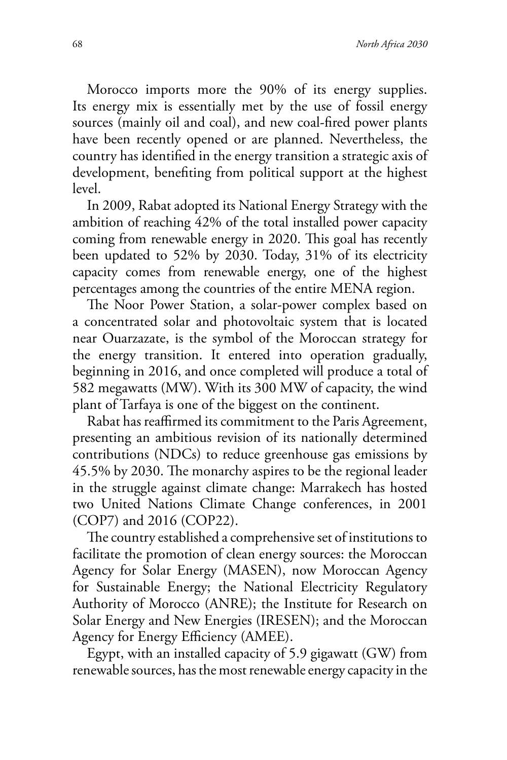Morocco imports more the 90% of its energy supplies. Its energy mix is essentially met by the use of fossil energy sources (mainly oil and coal), and new coal-fired power plants have been recently opened or are planned. Nevertheless, the country has identified in the energy transition a strategic axis of development, benefiting from political support at the highest level.

In 2009, Rabat adopted its National Energy Strategy with the ambition of reaching 42% of the total installed power capacity coming from renewable energy in 2020. This goal has recently been updated to 52% by 2030. Today, 31% of its electricity capacity comes from renewable energy, one of the highest percentages among the countries of the entire MENA region.

The Noor Power Station, a solar-power complex based on a concentrated solar and photovoltaic system that is located near Ouarzazate, is the symbol of the Moroccan strategy for the energy transition. It entered into operation gradually, beginning in 2016, and once completed will produce a total of 582 megawatts (MW). With its 300 MW of capacity, the wind plant of Tarfaya is one of the biggest on the continent.

Rabat has reaffirmed its commitment to the Paris Agreement, presenting an ambitious revision of its nationally determined contributions (NDCs) to reduce greenhouse gas emissions by 45.5% by 2030. The monarchy aspires to be the regional leader in the struggle against climate change: Marrakech has hosted two United Nations Climate Change conferences, in 2001 (COP7) and 2016 (COP22).

The country established a comprehensive set of institutions to facilitate the promotion of clean energy sources: the Moroccan Agency for Solar Energy (MASEN), now Moroccan Agency for Sustainable Energy; the National Electricity Regulatory Authority of Morocco (ANRE); the Institute for Research on Solar Energy and New Energies (IRESEN); and the Moroccan Agency for Energy Efficiency (AMEE).

Egypt, with an installed capacity of 5.9 gigawatt (GW) from renewable sources, has the most renewable energy capacity in the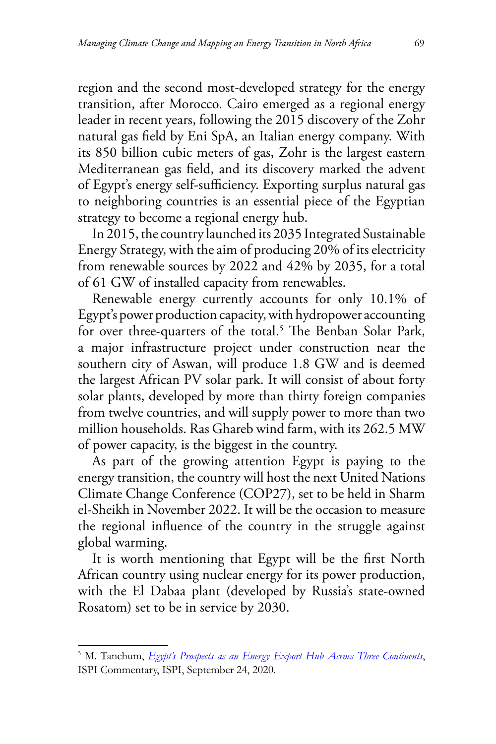region and the second most-developed strategy for the energy transition, after Morocco. Cairo emerged as a regional energy leader in recent years, following the 2015 discovery of the Zohr natural gas field by Eni SpA, an Italian energy company. With its 850 billion cubic meters of gas, Zohr is the largest eastern Mediterranean gas field, and its discovery marked the advent of Egypt's energy self-sufficiency. Exporting surplus natural gas to neighboring countries is an essential piece of the Egyptian strategy to become a regional energy hub.

In 2015, the country launched its 2035 Integrated Sustainable Energy Strategy, with the aim of producing 20% of its electricity from renewable sources by 2022 and 42% by 2035, for a total of 61 GW of installed capacity from renewables.

Renewable energy currently accounts for only 10.1% of Egypt's power production capacity, with hydropower accounting for over three-quarters of the total.[5] The Benban Solar Park, a major infrastructure project under construction near the southern city of Aswan, will produce 1.8 GW and is deemed the largest African PV solar park. It will consist of about forty solar plants, developed by more than thirty foreign companies from twelve countries, and will supply power to more than two million households. Ras Ghareb wind farm, with its 262.5 MW of power capacity, is the biggest in the country.

As part of the growing attention Egypt is paying to the energy transition, the country will host the next United Nations Climate Change Conference (COP27), set to be held in Sharm el-Sheikh in November 2022. It will be the occasion to measure the regional influence of the country in the struggle against global warming.

It is worth mentioning that Egypt will be the first North African country using nuclear energy for its power production, with the El Dabaa plant (developed by Russia's state-owned Rosatom) set to be in service by 2030.

---

[5] M. Tanchum, *Egypt's Prospects as an Energy Export Hub Across Three Continents*, ISPI Commentary, ISPI, September 24, 2020.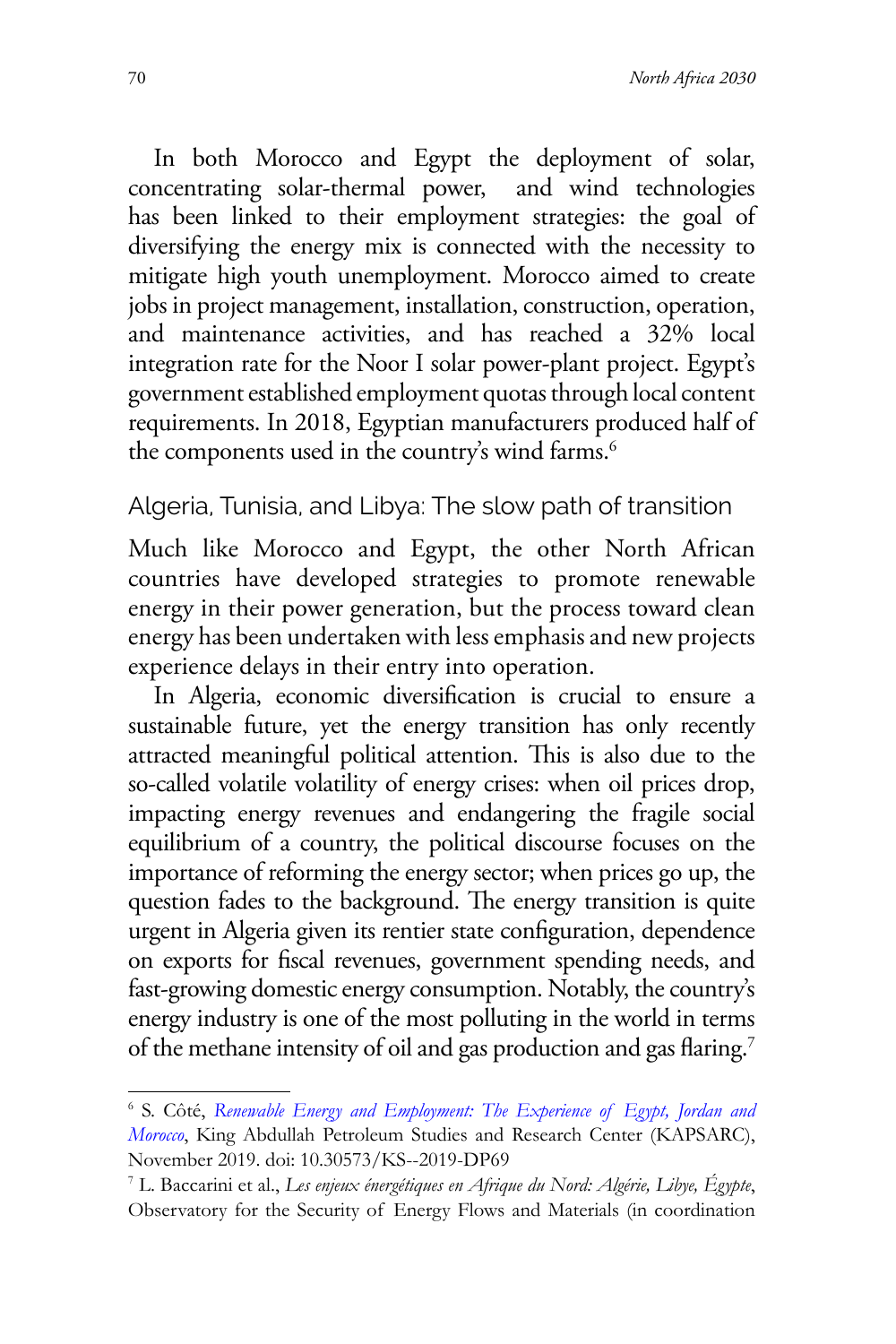In both Morocco and Egypt the deployment of solar, concentrating solar-thermal power, and wind technologies has been linked to their employment strategies: the goal of diversifying the energy mix is connected with the necessity to mitigate high youth unemployment. Morocco aimed to create jobs in project management, installation, construction, operation, and maintenance activities, and has reached a 32% local integration rate for the Noor I solar power-plant project. Egypt's government established employment quotas through local content requirements. In 2018, Egyptian manufacturers produced half of the components used in the country's wind farms.[6]

## Algeria, Tunisia, and Libya: The slow path of transition

Much like Morocco and Egypt, the other North African countries have developed strategies to promote renewable energy in their power generation, but the process toward clean energy has been undertaken with less emphasis and new projects experience delays in their entry into operation.

In Algeria, economic diversification is crucial to ensure a sustainable future, yet the energy transition has only recently attracted meaningful political attention. This is also due to the so-called volatile volatility of energy crises: when oil prices drop, impacting energy revenues and endangering the fragile social equilibrium of a country, the political discourse focuses on the importance of reforming the energy sector; when prices go up, the question fades to the background. The energy transition is quite urgent in Algeria given its rentier state configuration, dependence on exports for fiscal revenues, government spending needs, and fast-growing domestic energy consumption. Notably, the country's energy industry is one of the most polluting in the world in terms of the methane intensity of oil and gas production and gas flaring.[7]

---

[6] S. Côté, *Renewable Energy and Employment: The Experience of Egypt, Jordan and Morocco*, King Abdullah Petroleum Studies and Research Center (KAPSARC), November 2019. doi: 10.30573/KS--2019-DP69

[7] L. Baccarini et al., *Les enjeux énergétiques en Afrique du Nord: Algérie, Libye, Égypte*, Observatory for the Security of Energy Flows and Materials (in coordination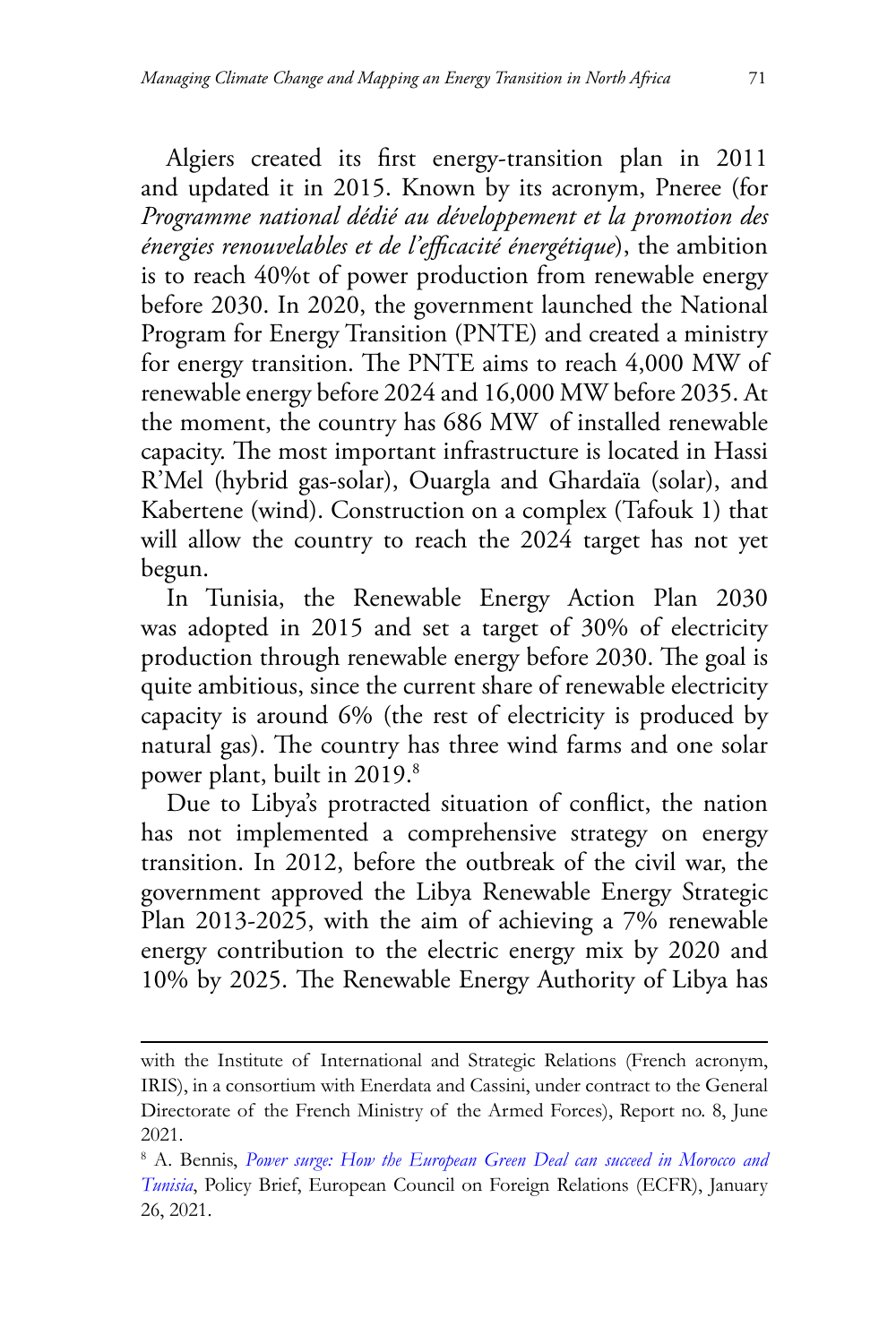Algiers created its first energy-transition plan in 2011 and updated it in 2015. Known by its acronym, Pneree (for *Programme national dédié au développement et la promotion des énergies renouvelables et de l'efficacité énergétique*), the ambition is to reach 40%t of power production from renewable energy before 2030. In 2020, the government launched the National Program for Energy Transition (PNTE) and created a ministry for energy transition. The PNTE aims to reach 4,000 MW of renewable energy before 2024 and 16,000 MW before 2035. At the moment, the country has 686 MW of installed renewable capacity. The most important infrastructure is located in Hassi R'Mel (hybrid gas-solar), Ouargla and Ghardaïa (solar), and Kabertene (wind). Construction on a complex (Tafouk 1) that will allow the country to reach the 2024 target has not yet begun.

In Tunisia, the Renewable Energy Action Plan 2030 was adopted in 2015 and set a target of 30% of electricity production through renewable energy before 2030. The goal is quite ambitious, since the current share of renewable electricity capacity is around 6% (the rest of electricity is produced by natural gas). The country has three wind farms and one solar power plant, built in 2019.[8]

Due to Libya's protracted situation of conflict, the nation has not implemented a comprehensive strategy on energy transition. In 2012, before the outbreak of the civil war, the government approved the Libya Renewable Energy Strategic Plan 2013-2025, with the aim of achieving a 7% renewable energy contribution to the electric energy mix by 2020 and 10% by 2025. The Renewable Energy Authority of Libya has

---

with the Institute of International and Strategic Relations (French acronym, IRIS), in a consortium with Enerdata and Cassini, under contract to the General Directorate of the French Ministry of the Armed Forces), Report no. 8, June 2021.

[8] A. Bennis, *Power surge: How the European Green Deal can succeed in Morocco and Tunisia*, Policy Brief, European Council on Foreign Relations (ECFR), January 26, 2021.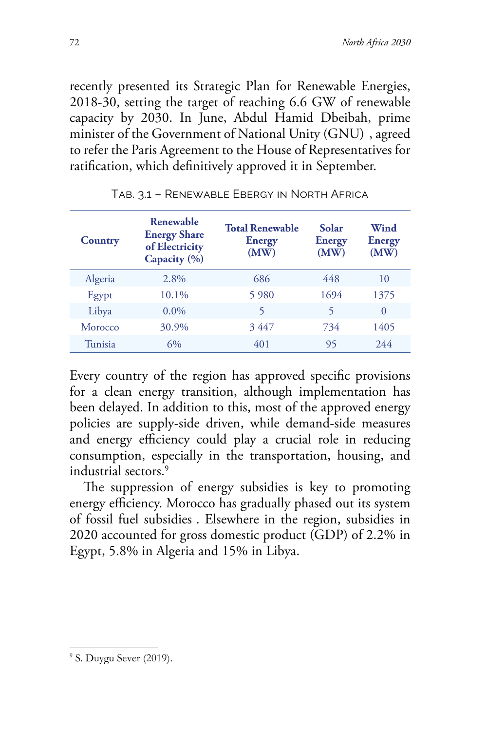recently presented its Strategic Plan for Renewable Energies, 2018-30, setting the target of reaching 6.6 GW of renewable capacity by 2030. In June, Abdul Hamid Dbeibah, prime minister of the Government of National Unity (GNU) , agreed to refer the Paris Agreement to the House of Representatives for ratification, which definitively approved it in September.

Tab. 3.1 – Renewable Ebergy in North Africa

| Country | Renewable Energy Share of Electricity Capacity (%) | Total Renewable Energy (MW) | Solar Energy (MW) | Wind Energy (MW) |
|---|---|---|---|---|
| Algeria | 2.8% | 686 | 448 | 10 |
| Egypt | 10.1% | 5 980 | 1694 | 1375 |
| Libya | 0.0% | 5 | 5 | 0 |
| Morocco | 30.9% | 3 447 | 734 | 1405 |
| Tunisia | 6% | 401 | 95 | 244 |

Every country of the region has approved specific provisions for a clean energy transition, although implementation has been delayed. In addition to this, most of the approved energy policies are supply-side driven, while demand-side measures and energy efficiency could play a crucial role in reducing consumption, especially in the transportation, housing, and industrial sectors.[9]

The suppression of energy subsidies is key to promoting energy efficiency. Morocco has gradually phased out its system of fossil fuel subsidies . Elsewhere in the region, subsidies in 2020 accounted for gross domestic product (GDP) of 2.2% in Egypt, 5.8% in Algeria and 15% in Libya.

[9] S. Duygu Sever (2019).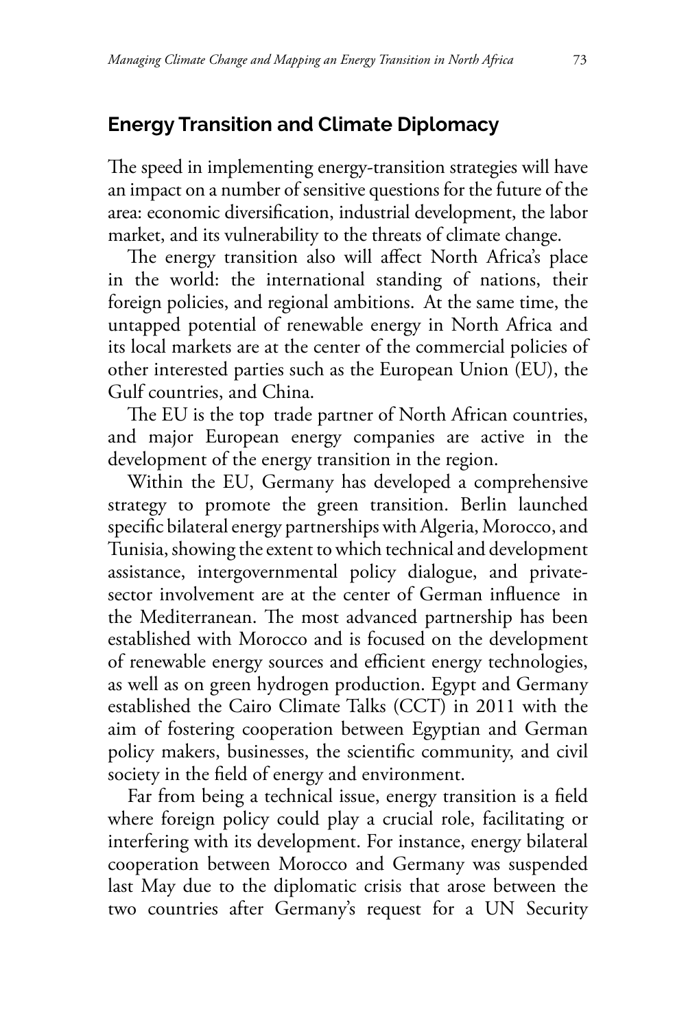## Energy Transition and Climate Diplomacy

The speed in implementing energy-transition strategies will have an impact on a number of sensitive questions for the future of the area: economic diversification, industrial development, the labor market, and its vulnerability to the threats of climate change.

The energy transition also will affect North Africa's place in the world: the international standing of nations, their foreign policies, and regional ambitions. At the same time, the untapped potential of renewable energy in North Africa and its local markets are at the center of the commercial policies of other interested parties such as the European Union (EU), the Gulf countries, and China.

The EU is the top trade partner of North African countries, and major European energy companies are active in the development of the energy transition in the region.

Within the EU, Germany has developed a comprehensive strategy to promote the green transition. Berlin launched specific bilateral energy partnerships with Algeria, Morocco, and Tunisia, showing the extent to which technical and development assistance, intergovernmental policy dialogue, and private-sector involvement are at the center of German influence in the Mediterranean. The most advanced partnership has been established with Morocco and is focused on the development of renewable energy sources and efficient energy technologies, as well as on green hydrogen production. Egypt and Germany established the Cairo Climate Talks (CCT) in 2011 with the aim of fostering cooperation between Egyptian and German policy makers, businesses, the scientific community, and civil society in the field of energy and environment.

Far from being a technical issue, energy transition is a field where foreign policy could play a crucial role, facilitating or interfering with its development. For instance, energy bilateral cooperation between Morocco and Germany was suspended last May due to the diplomatic crisis that arose between the two countries after Germany's request for a UN Security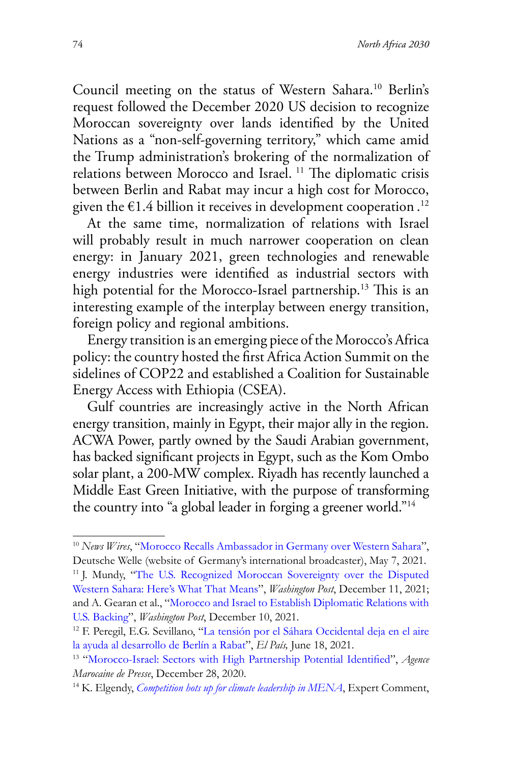Council meeting on the status of Western Sahara.[10] Berlin's request followed the December 2020 US decision to recognize Moroccan sovereignty over lands identified by the United Nations as a "non-self-governing territory," which came amid the Trump administration's brokering of the normalization of relations between Morocco and Israel. [11] The diplomatic crisis between Berlin and Rabat may incur a high cost for Morocco, given the €1.4 billion it receives in development cooperation .[12]

At the same time, normalization of relations with Israel will probably result in much narrower cooperation on clean energy: in January 2021, green technologies and renewable energy industries were identified as industrial sectors with high potential for the Morocco-Israel partnership.[13] This is an interesting example of the interplay between energy transition, foreign policy and regional ambitions.

Energy transition is an emerging piece of the Morocco's Africa policy: the country hosted the first Africa Action Summit on the sidelines of COP22 and established a Coalition for Sustainable Energy Access with Ethiopia (CSEA).

Gulf countries are increasingly active in the North African energy transition, mainly in Egypt, their major ally in the region. ACWA Power, partly owned by the Saudi Arabian government, has backed significant projects in Egypt, such as the Kom Ombo solar plant, a 200-MW complex. Riyadh has recently launched a Middle East Green Initiative, with the purpose of transforming the country into "a global leader in forging a greener world."[14]

---

[10] *News Wires*, "Morocco Recalls Ambassador in Germany over Western Sahara", Deutsche Welle (website of Germany's international broadcaster), May 7, 2021.

[11] J. Mundy, "The U.S. Recognized Moroccan Sovereignty over the Disputed Western Sahara: Here's What That Means", *Washington Post*, December 11, 2021; and A. Gearan et al., "Morocco and Israel to Establish Diplomatic Relations with U.S. Backing", *Washington Post*, December 10, 2021.

[12] F. Peregil, E.G. Sevillano, "La tensión por el Sáhara Occidental deja en el aire la ayuda al desarrollo de Berlín a Rabat", *El País,* June 18, 2021.

[13] "Morocco-Israel: Sectors with High Partnership Potential Identified", *Agence Marocaine de Presse*, December 28, 2020.

[14] K. Elgendy, *Competition hots up for climate leadership in MENA*, Expert Comment,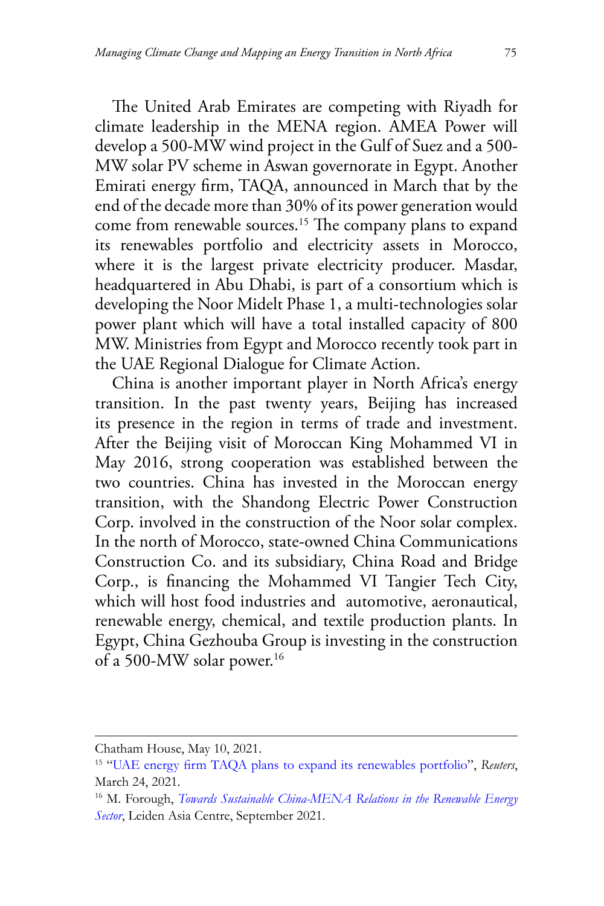The United Arab Emirates are competing with Riyadh for climate leadership in the MENA region. AMEA Power will develop a 500-MW wind project in the Gulf of Suez and a 500-MW solar PV scheme in Aswan governorate in Egypt. Another Emirati energy firm, TAQA, announced in March that by the end of the decade more than 30% of its power generation would come from renewable sources.[15] The company plans to expand its renewables portfolio and electricity assets in Morocco, where it is the largest private electricity producer. Masdar, headquartered in Abu Dhabi, is part of a consortium which is developing the Noor Midelt Phase 1, a multi-technologies solar power plant which will have a total installed capacity of 800 MW. Ministries from Egypt and Morocco recently took part in the UAE Regional Dialogue for Climate Action.

China is another important player in North Africa's energy transition. In the past twenty years, Beijing has increased its presence in the region in terms of trade and investment. After the Beijing visit of Moroccan King Mohammed VI in May 2016, strong cooperation was established between the two countries. China has invested in the Moroccan energy transition, with the Shandong Electric Power Construction Corp. involved in the construction of the Noor solar complex. In the north of Morocco, state-owned China Communications Construction Co. and its subsidiary, China Road and Bridge Corp., is financing the Mohammed VI Tangier Tech City, which will host food industries and automotive, aeronautical, renewable energy, chemical, and textile production plants. In Egypt, China Gezhouba Group is investing in the construction of a 500-MW solar power.[16]

---

Chatham House, May 10, 2021.

[15] "UAE energy firm TAQA plans to expand its renewables portfolio", *Reuters*, March 24, 2021.

[16] M. Forough, *Towards Sustainable China-MENA Relations in the Renewable Energy Sector*, Leiden Asia Centre, September 2021.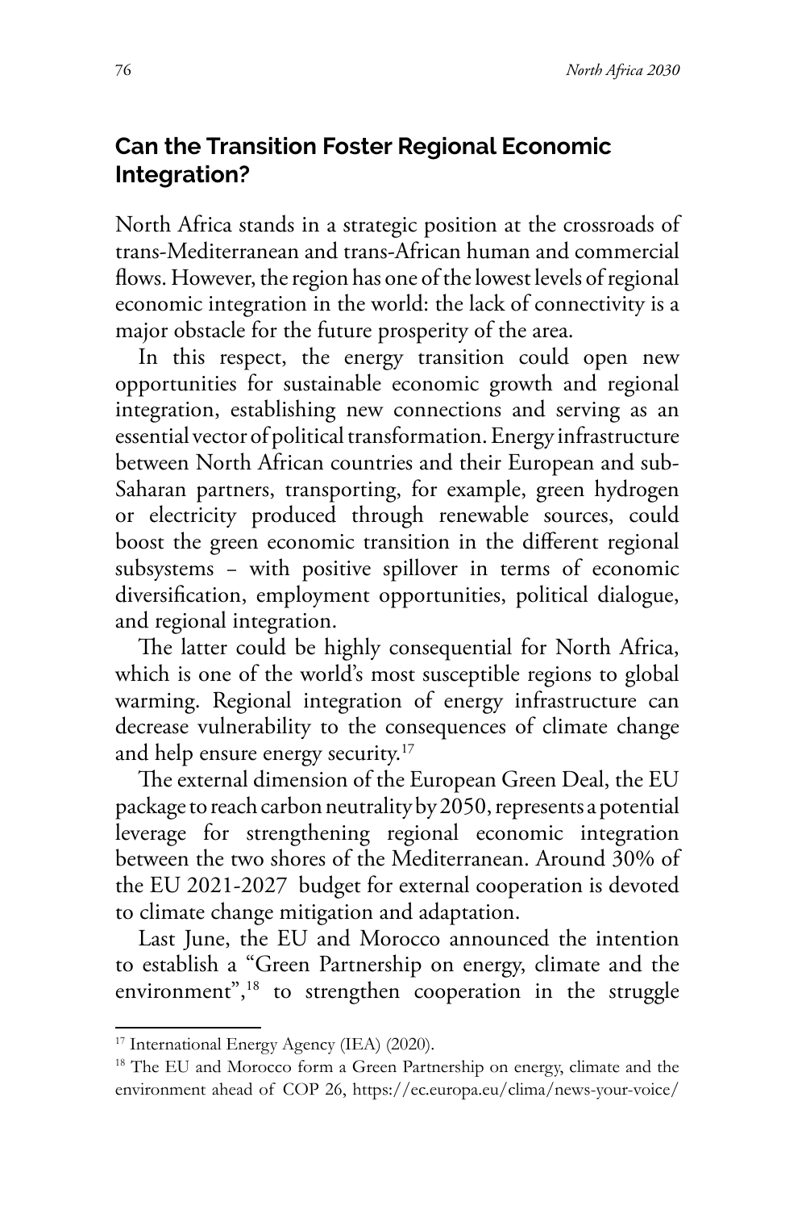## Can the Transition Foster Regional Economic Integration?

North Africa stands in a strategic position at the crossroads of trans-Mediterranean and trans-African human and commercial flows. However, the region has one of the lowest levels of regional economic integration in the world: the lack of connectivity is a major obstacle for the future prosperity of the area.

In this respect, the energy transition could open new opportunities for sustainable economic growth and regional integration, establishing new connections and serving as an essential vector of political transformation. Energy infrastructure between North African countries and their European and sub-Saharan partners, transporting, for example, green hydrogen or electricity produced through renewable sources, could boost the green economic transition in the different regional subsystems – with positive spillover in terms of economic diversification, employment opportunities, political dialogue, and regional integration.

The latter could be highly consequential for North Africa, which is one of the world's most susceptible regions to global warming. Regional integration of energy infrastructure can decrease vulnerability to the consequences of climate change and help ensure energy security.[17]

The external dimension of the European Green Deal, the EU package to reach carbon neutrality by 2050, represents a potential leverage for strengthening regional economic integration between the two shores of the Mediterranean. Around 30% of the EU 2021-2027 budget for external cooperation is devoted to climate change mitigation and adaptation.

Last June, the EU and Morocco announced the intention to establish a "Green Partnership on energy, climate and the environment",[18] to strengthen cooperation in the struggle

---

[17] International Energy Agency (IEA) (2020).

[18] The EU and Morocco form a Green Partnership on energy, climate and the environment ahead of COP 26, https://ec.europa.eu/clima/news-your-voice/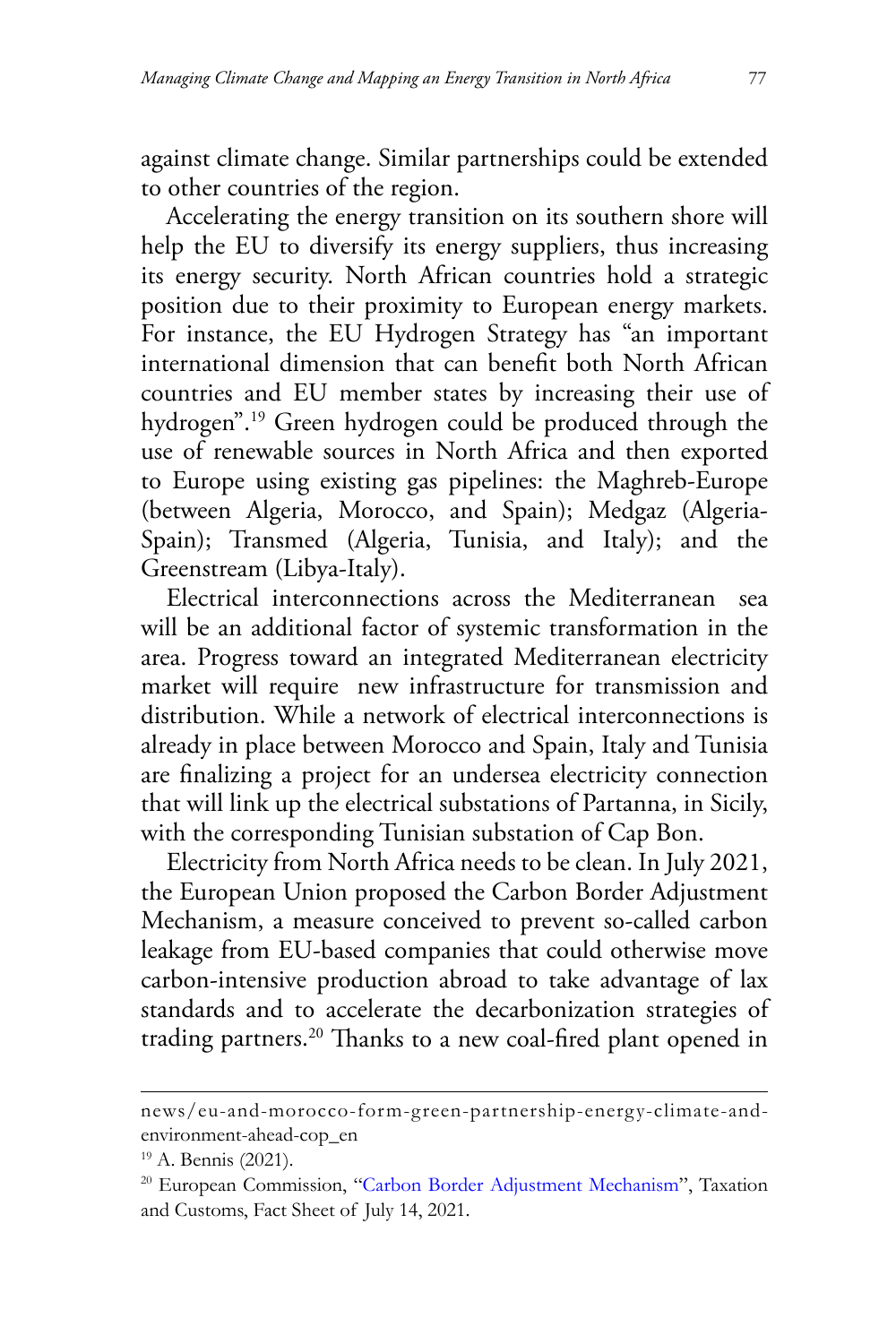against climate change. Similar partnerships could be extended to other countries of the region.

Accelerating the energy transition on its southern shore will help the EU to diversify its energy suppliers, thus increasing its energy security. North African countries hold a strategic position due to their proximity to European energy markets. For instance, the EU Hydrogen Strategy has "an important international dimension that can benefit both North African countries and EU member states by increasing their use of hydrogen".[19] Green hydrogen could be produced through the use of renewable sources in North Africa and then exported to Europe using existing gas pipelines: the Maghreb-Europe (between Algeria, Morocco, and Spain); Medgaz (Algeria-Spain); Transmed (Algeria, Tunisia, and Italy); and the Greenstream (Libya-Italy).

Electrical interconnections across the Mediterranean sea will be an additional factor of systemic transformation in the area. Progress toward an integrated Mediterranean electricity market will require new infrastructure for transmission and distribution. While a network of electrical interconnections is already in place between Morocco and Spain, Italy and Tunisia are finalizing a project for an undersea electricity connection that will link up the electrical substations of Partanna, in Sicily, with the corresponding Tunisian substation of Cap Bon.

Electricity from North Africa needs to be clean. In July 2021, the European Union proposed the Carbon Border Adjustment Mechanism, a measure conceived to prevent so-called carbon leakage from EU-based companies that could otherwise move carbon-intensive production abroad to take advantage of lax standards and to accelerate the decarbonization strategies of trading partners.[20] Thanks to a new coal-fired plant opened in

---

news/eu-and-morocco-form-green-partnership-energy-climate-and-environment-ahead-cop_en

[19] A. Bennis (2021).

[20] European Commission, "Carbon Border Adjustment Mechanism", Taxation and Customs, Fact Sheet of July 14, 2021.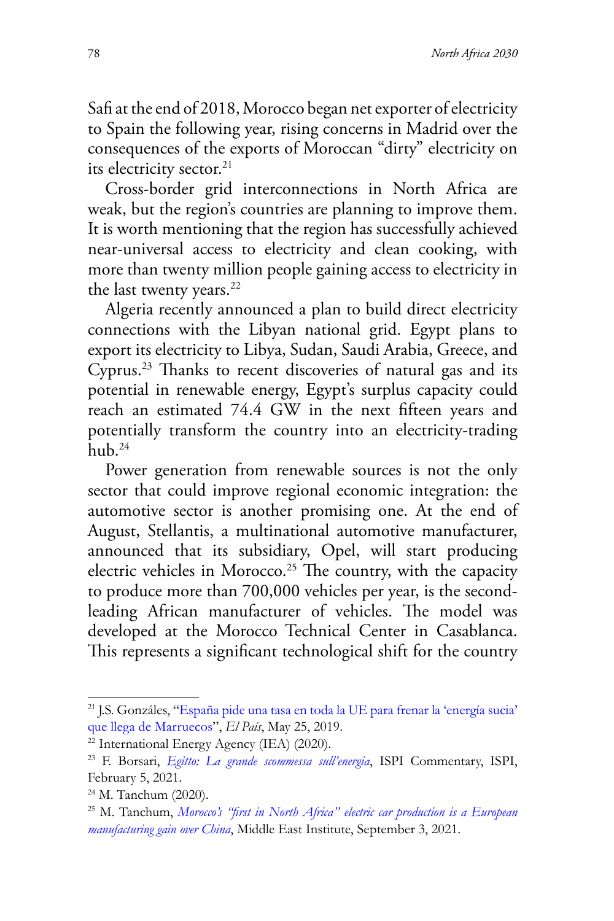Safi at the end of 2018, Morocco began net exporter of electricity to Spain the following year, rising concerns in Madrid over the consequences of the exports of Moroccan "dirty" electricity on its electricity sector.[21]

Cross-border grid interconnections in North Africa are weak, but the region's countries are planning to improve them. It is worth mentioning that the region has successfully achieved near-universal access to electricity and clean cooking, with more than twenty million people gaining access to electricity in the last twenty years.[22]

Algeria recently announced a plan to build direct electricity connections with the Libyan national grid. Egypt plans to export its electricity to Libya, Sudan, Saudi Arabia, Greece, and Cyprus.[23] Thanks to recent discoveries of natural gas and its potential in renewable energy, Egypt's surplus capacity could reach an estimated 74.4 GW in the next fifteen years and potentially transform the country into an electricity-trading hub.[24]

Power generation from renewable sources is not the only sector that could improve regional economic integration: the automotive sector is another promising one. At the end of August, Stellantis, a multinational automotive manufacturer, announced that its subsidiary, Opel, will start producing electric vehicles in Morocco.[25] The country, with the capacity to produce more than 700,000 vehicles per year, is the second-leading African manufacturer of vehicles. The model was developed at the Morocco Technical Center in Casablanca. This represents a significant technological shift for the country

---

[21] J.S. Gonzáles, "España pide una tasa en toda la UE para frenar la 'energía sucia' que llega de Marruecos", *El País*, May 25, 2019.

[22] International Energy Agency (IEA) (2020).

[23] F. Borsari, *Egitto: La grande scommessa sull'energia*, ISPI Commentary, ISPI, February 5, 2021.

[24] M. Tanchum (2020).

[25] M. Tanchum, *Morocco's "first in North Africa" electric car production is a European manufacturing gain over China*, Middle East Institute, September 3, 2021.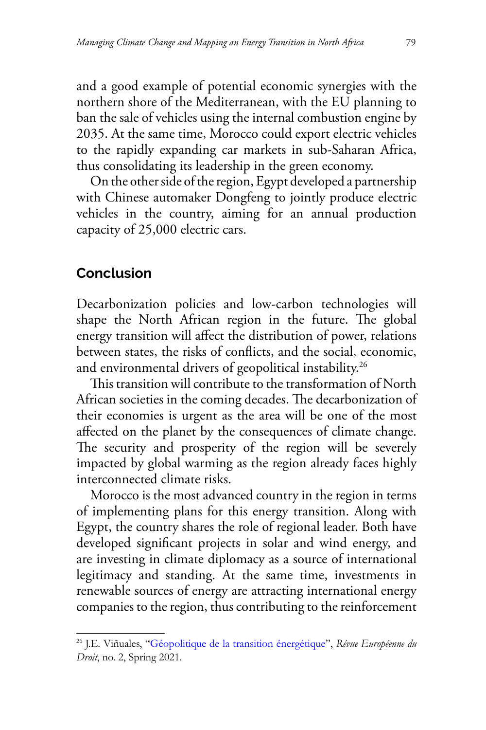and a good example of potential economic synergies with the northern shore of the Mediterranean, with the EU planning to ban the sale of vehicles using the internal combustion engine by 2035. At the same time, Morocco could export electric vehicles to the rapidly expanding car markets in sub-Saharan Africa, thus consolidating its leadership in the green economy.

On the other side of the region, Egypt developed a partnership with Chinese automaker Dongfeng to jointly produce electric vehicles in the country, aiming for an annual production capacity of 25,000 electric cars.

## Conclusion

Decarbonization policies and low-carbon technologies will shape the North African region in the future. The global energy transition will affect the distribution of power, relations between states, the risks of conflicts, and the social, economic, and environmental drivers of geopolitical instability.[26]

This transition will contribute to the transformation of North African societies in the coming decades. The decarbonization of their economies is urgent as the area will be one of the most affected on the planet by the consequences of climate change. The security and prosperity of the region will be severely impacted by global warming as the region already faces highly interconnected climate risks.

Morocco is the most advanced country in the region in terms of implementing plans for this energy transition. Along with Egypt, the country shares the role of regional leader. Both have developed significant projects in solar and wind energy, and are investing in climate diplomacy as a source of international legitimacy and standing. At the same time, investments in renewable sources of energy are attracting international energy companies to the region, thus contributing to the reinforcement

---

[26] J.E. Viñuales, "Géopolitique de la transition énergétique", *Révue Européenne du Droit*, no. 2, Spring 2021.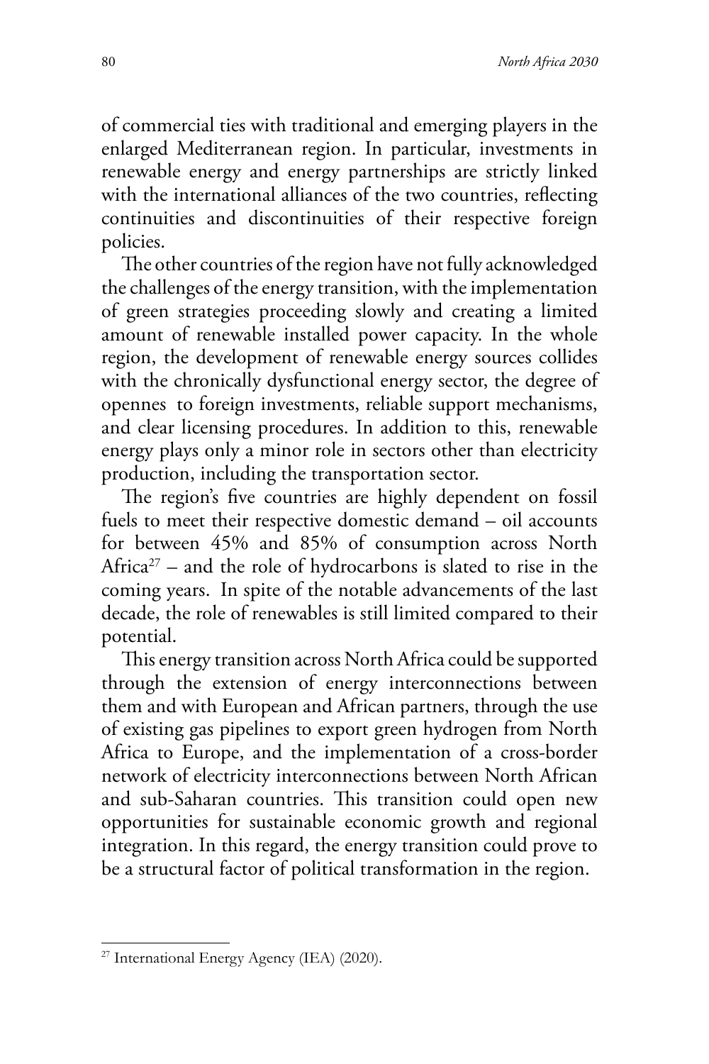of commercial ties with traditional and emerging players in the enlarged Mediterranean region. In particular, investments in renewable energy and energy partnerships are strictly linked with the international alliances of the two countries, reflecting continuities and discontinuities of their respective foreign policies.

The other countries of the region have not fully acknowledged the challenges of the energy transition, with the implementation of green strategies proceeding slowly and creating a limited amount of renewable installed power capacity. In the whole region, the development of renewable energy sources collides with the chronically dysfunctional energy sector, the degree of opennes to foreign investments, reliable support mechanisms, and clear licensing procedures. In addition to this, renewable energy plays only a minor role in sectors other than electricity production, including the transportation sector.

The region's five countries are highly dependent on fossil fuels to meet their respective domestic demand – oil accounts for between 45% and 85% of consumption across North Africa[27] – and the role of hydrocarbons is slated to rise in the coming years. In spite of the notable advancements of the last decade, the role of renewables is still limited compared to their potential.

This energy transition across North Africa could be supported through the extension of energy interconnections between them and with European and African partners, through the use of existing gas pipelines to export green hydrogen from North Africa to Europe, and the implementation of a cross-border network of electricity interconnections between North African and sub-Saharan countries. This transition could open new opportunities for sustainable economic growth and regional integration. In this regard, the energy transition could prove to be a structural factor of political transformation in the region.

---

[27] International Energy Agency (IEA) (2020).